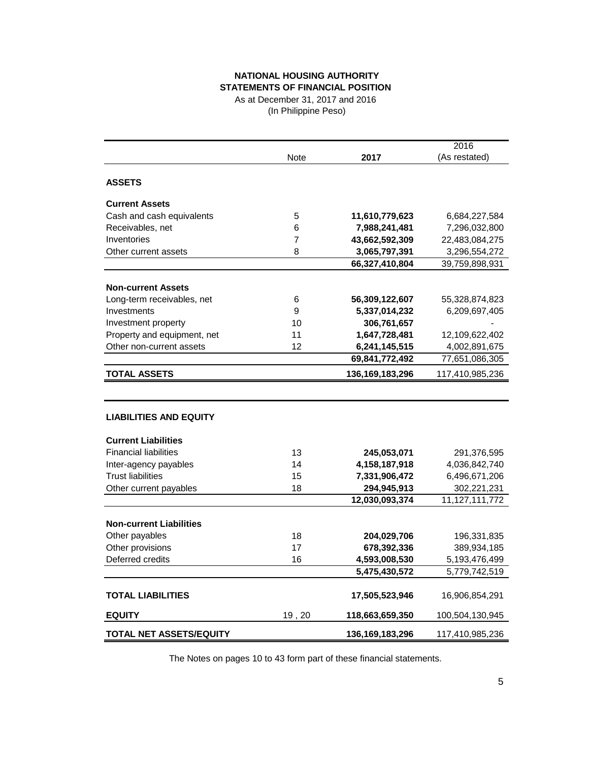# NATIONAL HOUSING AUTHORITY
## STATEMENTS OF FINANCIAL POSITION

As at December 31, 2017 and 2016
(In Philippine Peso)

| | Note | 2017 | 2016 (As restated) |
|---|---|---|---|
| **ASSETS** | | | |
| **Current Assets** | | | |
| Cash and cash equivalents | 5 | **11,610,779,623** | 6,684,227,584 |
| Receivables, net | 6 | **7,988,241,481** | 7,296,032,800 |
| Inventories | 7 | **43,662,592,309** | 22,483,084,275 |
| Other current assets | 8 | **3,065,797,391** | 3,296,554,272 |
| | | **66,327,410,804** | 39,759,898,931 |
| **Non-current Assets** | | | |
| Long-term receivables, net | 6 | **56,309,122,607** | 55,328,874,823 |
| Investments | 9 | **5,337,014,232** | 6,209,697,405 |
| Investment property | 10 | **306,761,657** | - |
| Property and equipment, net | 11 | **1,647,728,481** | 12,109,622,402 |
| Other non-current assets | 12 | **6,241,145,515** | 4,002,891,675 |
| | | **69,841,772,492** | 77,651,086,305 |
| **TOTAL ASSETS** | | **136,169,183,296** | 117,410,985,236 |
| **LIABILITIES AND EQUITY** | | | |
| **Current Liabilities** | | | |
| Financial liabilities | 13 | **245,053,071** | 291,376,595 |
| Inter-agency payables | 14 | **4,158,187,918** | 4,036,842,740 |
| Trust liabilities | 15 | **7,331,906,472** | 6,496,671,206 |
| Other current payables | 18 | **294,945,913** | 302,221,231 |
| | | **12,030,093,374** | 11,127,111,772 |
| **Non-current Liabilities** | | | |
| Other payables | 18 | **204,029,706** | 196,331,835 |
| Other provisions | 17 | **678,392,336** | 389,934,185 |
| Deferred credits | 16 | **4,593,008,530** | 5,193,476,499 |
| | | **5,475,430,572** | 5,779,742,519 |
| **TOTAL LIABILITIES** | | **17,505,523,946** | 16,906,854,291 |
| **EQUITY** | 19 , 20 | **118,663,659,350** | 100,504,130,945 |
| **TOTAL NET ASSETS/EQUITY** | | **136,169,183,296** | 117,410,985,236 |

The Notes on pages 10 to 43 form part of these financial statements.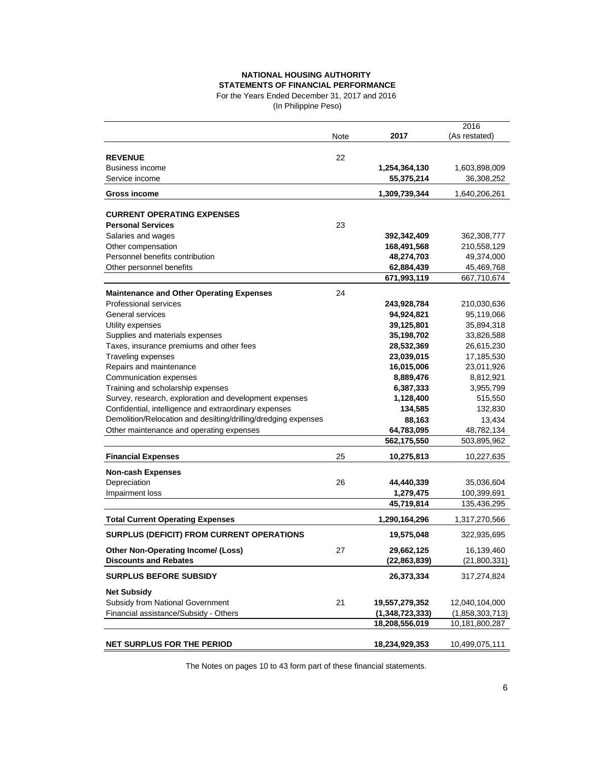# NATIONAL HOUSING AUTHORITY

## STATEMENTS OF FINANCIAL PERFORMANCE

For the Years Ended December 31, 2017 and 2016

(In Philippine Peso)

| | Note | 2017 | 2016 (As restated) |
|---|---|---|---|
| **REVENUE** | 22 | | |
| Business income | | **1,254,364,130** | 1,603,898,009 |
| Service income | | **55,375,214** | 36,308,252 |
| **Gross income** | | **1,309,739,344** | 1,640,206,261 |
| **CURRENT OPERATING EXPENSES** | | | |
| **Personal Services** | 23 | | |
| Salaries and wages | | **392,342,409** | 362,308,777 |
| Other compensation | | **168,491,568** | 210,558,129 |
| Personnel benefits contribution | | **48,274,703** | 49,374,000 |
| Other personnel benefits | | **62,884,439** | 45,469,768 |
| | | **671,993,119** | 667,710,674 |
| **Maintenance and Other Operating Expenses** | 24 | | |
| Professional services | | **243,928,784** | 210,030,636 |
| General services | | **94,924,821** | 95,119,066 |
| Utility expenses | | **39,125,801** | 35,894,318 |
| Supplies and materials expenses | | **35,198,702** | 33,826,588 |
| Taxes, insurance premiums and other fees | | **28,532,369** | 26,615,230 |
| Traveling expenses | | **23,039,015** | 17,185,530 |
| Repairs and maintenance | | **16,015,006** | 23,011,926 |
| Communication expenses | | **8,889,476** | 8,812,921 |
| Training and scholarship expenses | | **6,387,333** | 3,955,799 |
| Survey, research, exploration and development expenses | | **1,128,400** | 515,550 |
| Confidential, intelligence and extraordinary expenses | | **134,585** | 132,830 |
| Demolition/Relocation and desilting/drilling/dredging expenses | | **88,163** | 13,434 |
| Other maintenance and operating expenses | | **64,783,095** | 48,782,134 |
| | | **562,175,550** | 503,895,962 |
| **Financial Expenses** | 25 | **10,275,813** | 10,227,635 |
| **Non-cash Expenses** | | | |
| Depreciation | 26 | **44,440,339** | 35,036,604 |
| Impairment loss | | **1,279,475** | 100,399,691 |
| | | **45,719,814** | 135,436,295 |
| **Total Current Operating Expenses** | | **1,290,164,296** | 1,317,270,566 |
| **SURPLUS (DEFICIT) FROM CURRENT OPERATIONS** | | **19,575,048** | 322,935,695 |
| **Other Non-Operating Income/ (Loss)** | 27 | **29,662,125** | 16,139,460 |
| **Discounts and Rebates** | | **(22,863,839)** | (21,800,331) |
| **SURPLUS BEFORE SUBSIDY** | | **26,373,334** | 317,274,824 |
| **Net Subsidy** | | | |
| Subsidy from National Government | 21 | **19,557,279,352** | 12,040,104,000 |
| Financial assistance/Subsidy - Others | | **(1,348,723,333)** | (1,858,303,713) |
| | | **18,208,556,019** | 10,181,800,287 |
| **NET SURPLUS FOR THE PERIOD** | | **18,234,929,353** | 10,499,075,111 |

The Notes on pages 10 to 43 form part of these financial statements.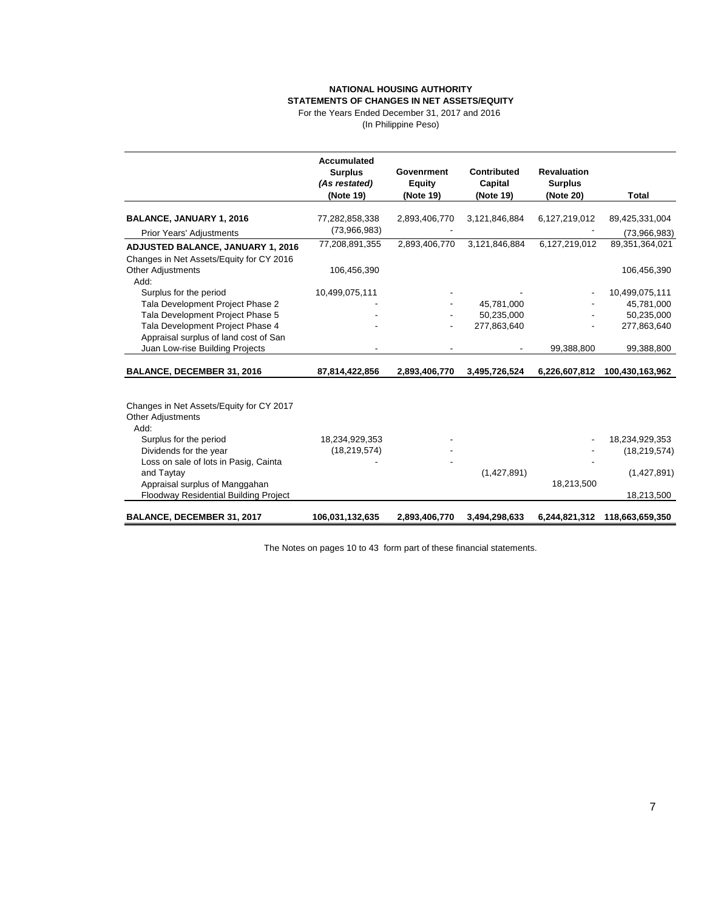**NATIONAL HOUSING AUTHORITY**
**STATEMENTS OF CHANGES IN NET ASSETS/EQUITY**
For the Years Ended December 31, 2017 and 2016
(In Philippine Peso)

| | Accumulated Surplus *(As restated)* (Note 19) | Govenrment Equity (Note 19) | Contributed Capital (Note 19) | Revaluation Surplus (Note 20) | Total |
|---|---|---|---|---|---|
| **BALANCE, JANUARY 1, 2016** | 77,282,858,338 | 2,893,406,770 | 3,121,846,884 | 6,127,219,012 | 89,425,331,004 |
| Prior Years' Adjustments | (73,966,983) | - | | - | (73,966,983) |
| **ADJUSTED BALANCE, JANUARY 1, 2016** | 77,208,891,355 | 2,893,406,770 | 3,121,846,884 | 6,127,219,012 | 89,351,364,021 |
| Changes in Net Assets/Equity for CY 2016 | | | | | |
| Other Adjustments | 106,456,390 | | | | 106,456,390 |
| Add: | | | | | |
| Surplus for the period | 10,499,075,111 | - | - | - | 10,499,075,111 |
| Tala Development Project Phase 2 | - | - | 45,781,000 | - | 45,781,000 |
| Tala Development Project Phase 5 | - | - | 50,235,000 | - | 50,235,000 |
| Tala Development Project Phase 4 | - | - | 277,863,640 | - | 277,863,640 |
| Appraisal surplus of land cost of San Juan Low-rise Building Projects | - | - | - | 99,388,800 | 99,388,800 |
| **BALANCE, DECEMBER 31, 2016** | **87,814,422,856** | **2,893,406,770** | **3,495,726,524** | **6,226,607,812** | **100,430,163,962** |
| Changes in Net Assets/Equity for CY 2017 | | | | | |
| Other Adjustments | | | | | |
| Add: | | | | | |
| Surplus for the period | 18,234,929,353 | - | | - | 18,234,929,353 |
| Dividends for the year | (18,219,574) | - | | - | (18,219,574) |
| Loss on sale of lots in Pasig, Cainta and Taytay | - | - | (1,427,891) | - | (1,427,891) |
| Appraisal surplus of Manggahan Floodway Residential Building Project | | | | 18,213,500 | 18,213,500 |
| **BALANCE, DECEMBER 31, 2017** | **106,031,132,635** | **2,893,406,770** | **3,494,298,633** | **6,244,821,312** | **118,663,659,350** |

The Notes on pages 10 to 43 form part of these financial statements.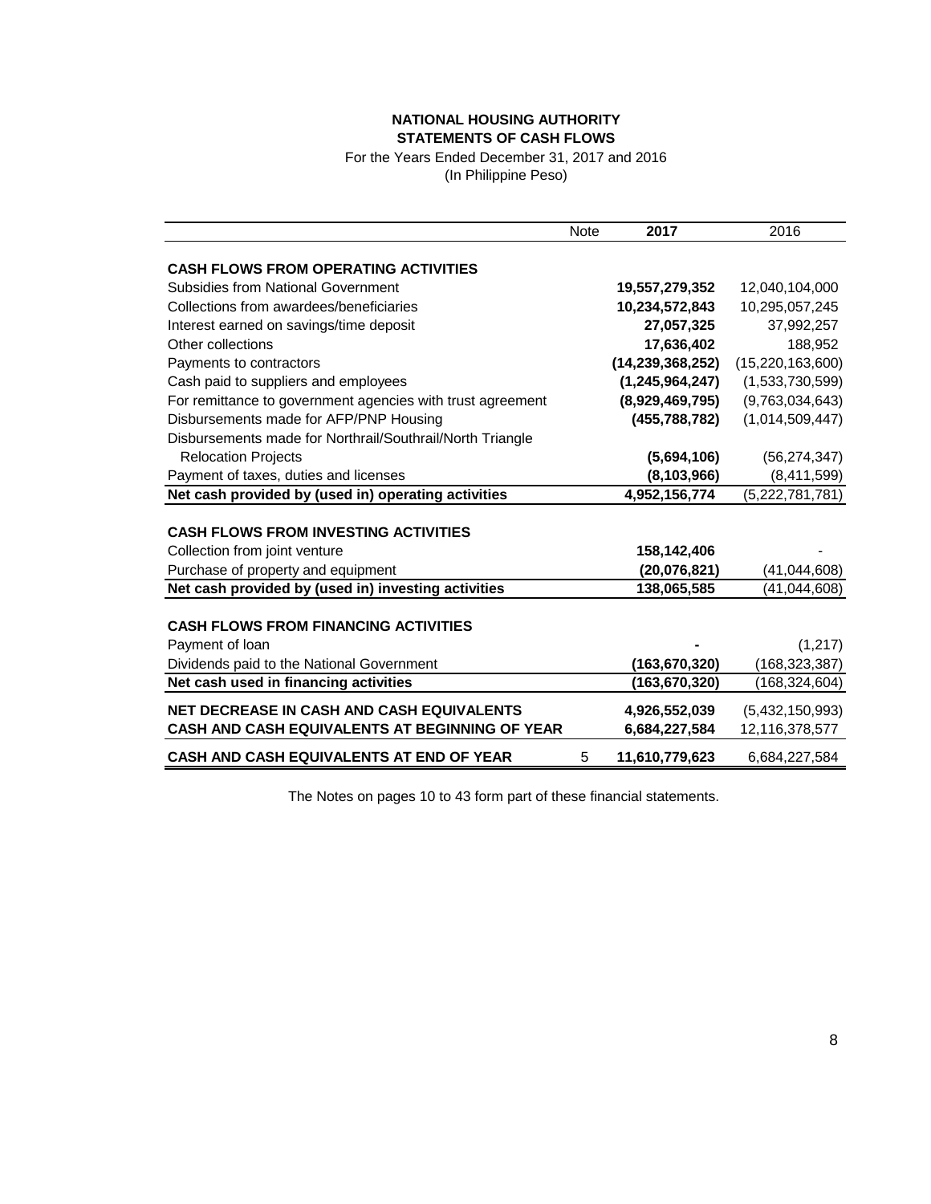**NATIONAL HOUSING AUTHORITY**
**STATEMENTS OF CASH FLOWS**
For the Years Ended December 31, 2017 and 2016
(In Philippine Peso)

| | Note | 2017 | 2016 |
|---|---|---|---|
| **CASH FLOWS FROM OPERATING ACTIVITIES** | | | |
| Subsidies from National Government | | **19,557,279,352** | 12,040,104,000 |
| Collections from awardees/beneficiaries | | **10,234,572,843** | 10,295,057,245 |
| Interest earned on savings/time deposit | | **27,057,325** | 37,992,257 |
| Other collections | | **17,636,402** | 188,952 |
| Payments to contractors | | **(14,239,368,252)** | (15,220,163,600) |
| Cash paid to suppliers and employees | | **(1,245,964,247)** | (1,533,730,599) |
| For remittance to government agencies with trust agreement | | **(8,929,469,795)** | (9,763,034,643) |
| Disbursements made for AFP/PNP Housing | | **(455,788,782)** | (1,014,509,447) |
| Disbursements made for Northrail/Southrail/North Triangle Relocation Projects | | **(5,694,106)** | (56,274,347) |
| Payment of taxes, duties and licenses | | **(8,103,966)** | (8,411,599) |
| **Net cash provided by (used in) operating activities** | | **4,952,156,774** | (5,222,781,781) |
| **CASH FLOWS FROM INVESTING ACTIVITIES** | | | |
| Collection from joint venture | | **158,142,406** | - |
| Purchase of property and equipment | | **(20,076,821)** | (41,044,608) |
| **Net cash provided by (used in) investing activities** | | **138,065,585** | (41,044,608) |
| **CASH FLOWS FROM FINANCING ACTIVITIES** | | | |
| Payment of loan | | **-** | (1,217) |
| Dividends paid to the National Government | | **(163,670,320)** | (168,323,387) |
| **Net cash used in financing activities** | | **(163,670,320)** | (168,324,604) |
| **NET DECREASE IN CASH AND CASH EQUIVALENTS** | | **4,926,552,039** | (5,432,150,993) |
| **CASH AND CASH EQUIVALENTS AT BEGINNING OF YEAR** | | **6,684,227,584** | 12,116,378,577 |
| **CASH AND CASH EQUIVALENTS AT END OF YEAR** | 5 | **11,610,779,623** | 6,684,227,584 |

The Notes on pages 10 to 43 form part of these financial statements.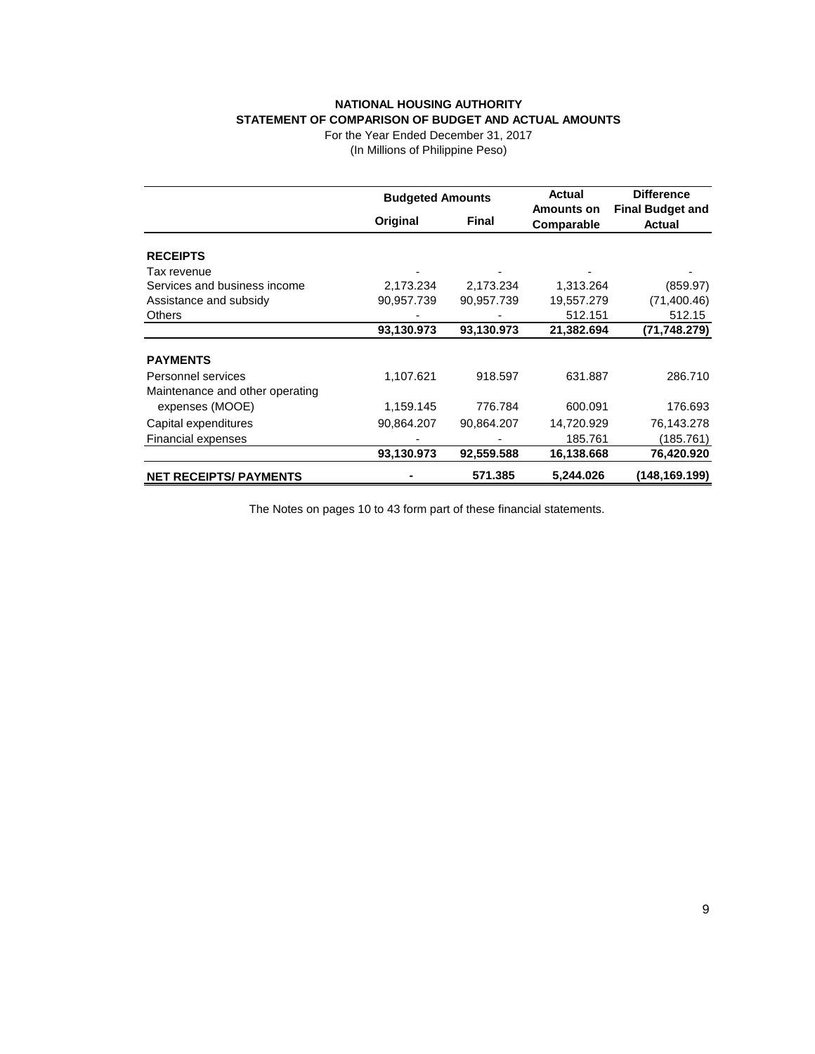**NATIONAL HOUSING AUTHORITY**
**STATEMENT OF COMPARISON OF BUDGET AND ACTUAL AMOUNTS**
For the Year Ended December 31, 2017
(In Millions of Philippine Peso)

| | Budgeted Amounts | | Actual Amounts on | Difference Final Budget and |
|---|---|---|---|---|
| | Original | Final | Comparable | Actual |
| **RECEIPTS** | | | | |
| Tax revenue | - | - | - | - |
| Services and business income | 2,173.234 | 2,173.234 | 1,313.264 | (859.97) |
| Assistance and subsidy | 90,957.739 | 90,957.739 | 19,557.279 | (71,400.46) |
| Others | - | - | 512.151 | 512.15 |
| | **93,130.973** | **93,130.973** | **21,382.694** | **(71,748.279)** |
| **PAYMENTS** | | | | |
| Personnel services | 1,107.621 | 918.597 | 631.887 | 286.710 |
| Maintenance and other operating expenses (MOOE) | 1,159.145 | 776.784 | 600.091 | 176.693 |
| Capital expenditures | 90,864.207 | 90,864.207 | 14,720.929 | 76,143.278 |
| Financial expenses | - | - | 185.761 | (185.761) |
| | **93,130.973** | **92,559.588** | **16,138.668** | **76,420.920** |
| **NET RECEIPTS/ PAYMENTS** | **-** | **571.385** | **5,244.026** | **(148,169.199)** |

The Notes on pages 10 to 43 form part of these financial statements.